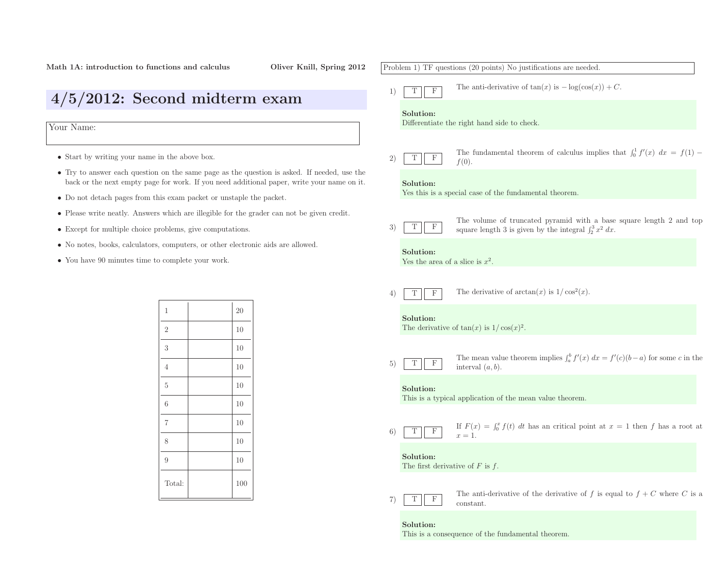Math 1A: introduction to functions and calculus — Oliver Knill, Spring 2012

# 4/5/2012: Second midterm exam

Your Name:

- Start by writing your name in the above box.
- Try to answer each question on the same page as the question is asked. If needed, use the back or the next empty page for work. If you need additional paper, write your name on it.
- Do not detach pages from this exam packet or unstaple the packet.
- Please write neatly. Answers which are illegible for the grader can not be given credit.
- Except for multiple choice problems, give computations.
- No notes, books, calculators, computers, or other electronic aids are allowed.
- You have 90 minutes time to complete your work.

| | | |
|---|---|---|
| 1 | | 20 |
| 2 | | 10 |
| 3 | | 10 |
| 4 | | 10 |
| 5 | | 10 |
| 6 | | 10 |
| 7 | | 10 |
| 8 | | 10 |
| 9 | | 10 |
| Total: | | 100 |

Problem 1) TF questions (20 points) No justifications are needed.

1) T F The anti-derivative of $\tan(x)$ is $-\log(\cos(x)) + C$.

**Solution:**
Differentiate the right hand side to check.

2) T F The fundamental theorem of calculus implies that $\int_0^1 f'(x)\ dx = f(1) - f(0)$.

**Solution:**
Yes this is a special case of the fundamental theorem.

3) T F The volume of truncated pyramid with a base square length 2 and top square length 3 is given by the integral $\int_2^3 x^2\ dx$.

**Solution:**
Yes the area of a slice is $x^2$.

4) T F The derivative of $\arctan(x)$ is $1/\cos^2(x)$.

**Solution:**
The derivative of $\tan(x)$ is $1/\cos(x)^2$.

5) T F The mean value theorem implies $\int_a^b f'(x)\ dx = f'(c)(b-a)$ for some $c$ in the interval $(a, b)$.

**Solution:**
This is a typical application of the mean value theorem.

6) T F If $F(x) = \int_0^x f(t)\ dt$ has an critical point at $x = 1$ then $f$ has a root at $x = 1$.

**Solution:**
The first derivative of $F$ is $f$.

7) T F The anti-derivative of the derivative of $f$ is equal to $f + C$ where $C$ is a constant.

**Solution:**
This is a consequence of the fundamental theorem.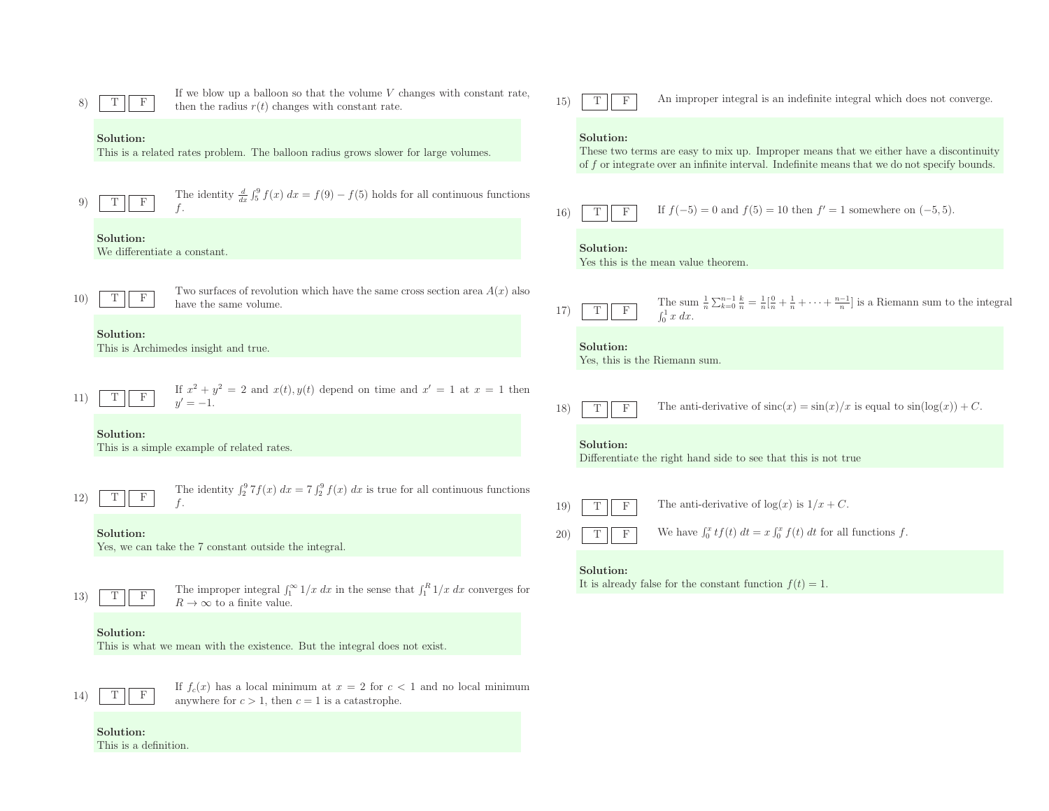8) T F If we blow up a balloon so that the volume $V$ changes with constant rate, then the radius $r(t)$ changes with constant rate.

**Solution:**
This is a related rates problem. The balloon radius grows slower for large volumes.

9) T F The identity $\frac{d}{dx} \int_5^9 f(x)\, dx = f(9) - f(5)$ holds for all continuous functions $f$.

**Solution:**
We differentiate a constant.

10) T F Two surfaces of revolution which have the same cross section area $A(x)$ also have the same volume.

**Solution:**
This is Archimedes insight and true.

11) T F If $x^2 + y^2 = 2$ and $x(t), y(t)$ depend on time and $x' = 1$ at $x = 1$ then $y' = -1$.

**Solution:**
This is a simple example of related rates.

12) T F The identity $\int_2^9 7f(x)\, dx = 7\int_2^9 f(x)\, dx$ is true for all continuous functions $f$.

**Solution:**
Yes, we can take the 7 constant outside the integral.

13) T F The improper integral $\int_1^\infty 1/x\, dx$ in the sense that $\int_1^R 1/x\, dx$ converges for $R \to \infty$ to a finite value.

**Solution:**
This is what we mean with the existence. But the integral does not exist.

14) T F If $f_c(x)$ has a local minimum at $x = 2$ for $c < 1$ and no local minimum anywhere for $c > 1$, then $c = 1$ is a catastrophe.

**Solution:**
This is a definition.

15) T F An improper integral is an indefinite integral which does not converge.

**Solution:**
These two terms are easy to mix up. Improper means that we either have a discontinuity of $f$ or integrate over an infinite interval. Indefinite means that we do not specify bounds.

16) T F If $f(-5) = 0$ and $f(5) = 10$ then $f' = 1$ somewhere on $(-5, 5)$.

**Solution:**
Yes this is the mean value theorem.

17) T F The sum $\frac{1}{n}\sum_{k=0}^{n-1} \frac{k}{n} = \frac{1}{n}[\frac{0}{n} + \frac{1}{n} + \cdots + \frac{n-1}{n}]$ is a Riemann sum to the integral $\int_0^1 x\, dx$.

**Solution:**
Yes, this is the Riemann sum.

18) T F The anti-derivative of $\text{sinc}(x) = \sin(x)/x$ is equal to $\sin(\log(x)) + C$.

**Solution:**
Differentiate the right hand side to see that this is not true

19) T F The anti-derivative of $\log(x)$ is $1/x + C$.

20) T F We have $\int_0^x tf(t)\, dt = x\int_0^x f(t)\, dt$ for all functions $f$.

**Solution:**
It is already false for the constant function $f(t) = 1$.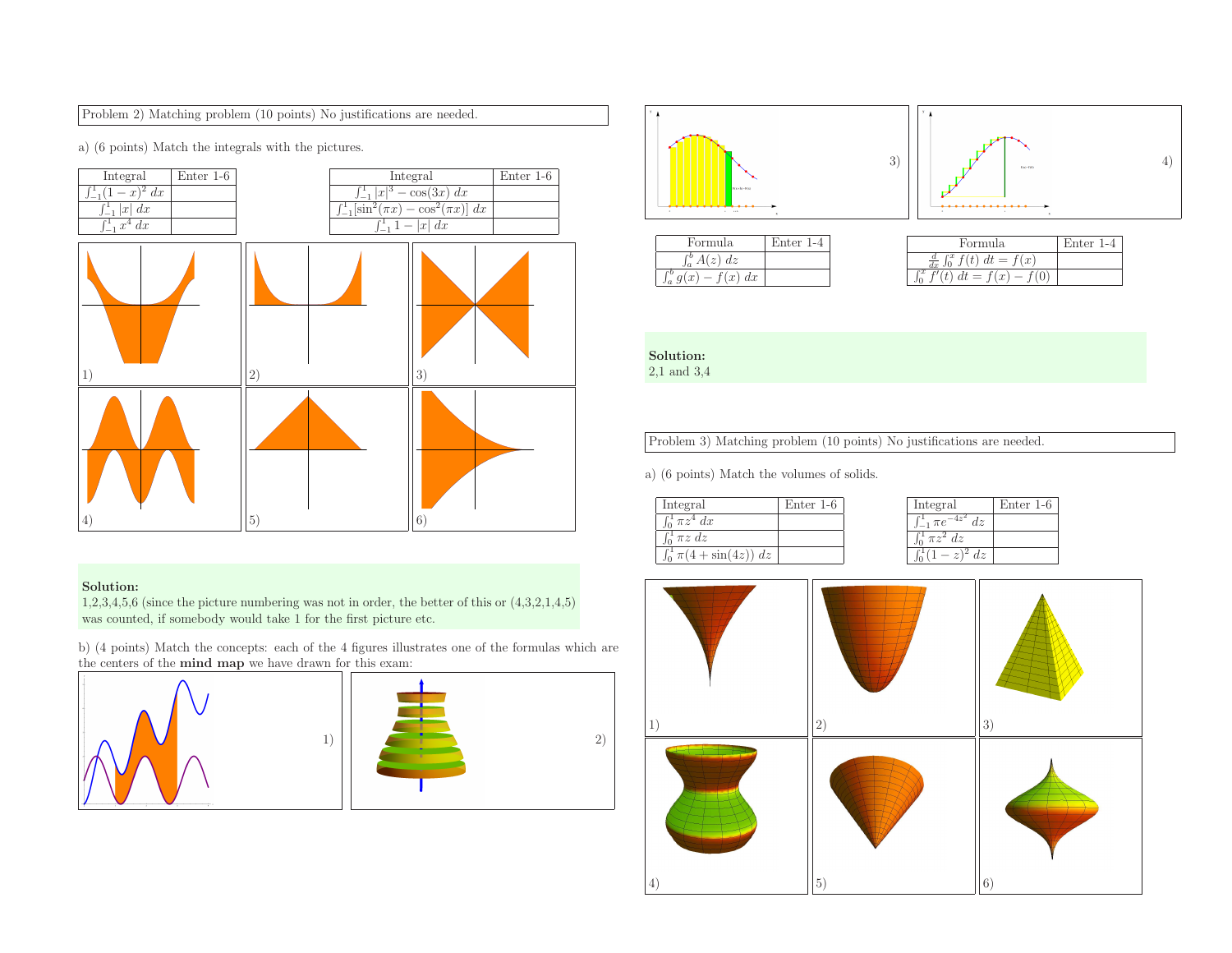Problem 2) Matching problem (10 points) No justifications are needed.

a) (6 points) Match the integrals with the pictures.

| Integral | Enter 1-6 |
|---|---|
| $\int_{-1}^{1}(1-x)^2\,dx$ | |
| $\int_{-1}^{1}\lvert x\rvert\,dx$ | |
| $\int_{-1}^{1}x^4\,dx$ | |

| Integral | Enter 1-6 |
|---|---|
| $\int_{-1}^{1}\lvert x\rvert^3-\cos(3x)\,dx$ | |
| $\int_{-1}^{1}[\sin^2(\pi x)-\cos^2(\pi x)]\,dx$ | |
| $\int_{-1}^{1}1-\lvert x\rvert\,dx$ | |

1) 2) 3) 4) 5) 6)

**Solution:**
1,2,3,4,5,6 (since the picture numbering was not in order, the better of this or (4,3,2,1,4,5) was counted, if somebody would take 1 for the first picture etc.

b) (4 points) Match the concepts: each of the 4 figures illustrates one of the formulas which are the centers of the **mind map** we have drawn for this exam:

1) 2) 3) 4)

| Formula | Enter 1-4 |
|---|---|
| $\int_a^b A(z)\,dz$ | |
| $\int_a^b g(x)-f(x)\,dx$ | |

| Formula | Enter 1-4 |
|---|---|
| $\frac{d}{dx}\int_0^x f(t)\,dt=f(x)$ | |
| $\int_0^x f'(t)\,dt=f(x)-f(0)$ | |

**Solution:**
2,1 and 3,4

Problem 3) Matching problem (10 points) No justifications are needed.

a) (6 points) Match the volumes of solids.

| Integral | Enter 1-6 |
|---|---|
| $\int_0^1 \pi z^4\,dx$ | |
| $\int_0^1 \pi z\,dz$ | |
| $\int_0^1 \pi(4+\sin(4z))\,dz$ | |

| Integral | Enter 1-6 |
|---|---|
| $\int_{-1}^{1}\pi e^{-4z^2}\,dz$ | |
| $\int_0^1 \pi z^2\,dz$ | |
| $\int_0^1 (1-z)^2\,dz$ | |

1) 2) 3) 4) 5) 6)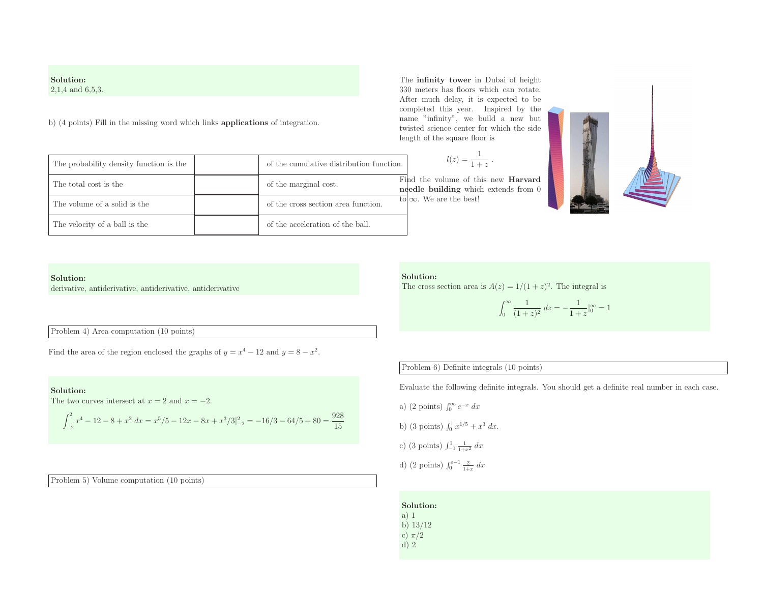**Solution:**
2,1,4 and 6,5,3.

b) (4 points) Fill in the missing word which links **applications** of integration.

| | | |
|---|---|---|
| The probability density function is the | | of the cumulative distribution function. |
| The total cost is the | | of the marginal cost. |
| The volume of a solid is the | | of the cross section area function. |
| The velocity of a ball is the | | of the acceleration of the ball. |

**Solution:**
derivative, antiderivative, antiderivative, antiderivative

Problem 4) Area computation (10 points)

Find the area of the region enclosed the graphs of $y = x^4 - 12$ and $y = 8 - x^2$.

**Solution:**
The two curves intersect at $x = 2$ and $x = -2$.

$$\int_{-2}^{2} x^4 - 12 - 8 + x^2 \, dx = x^5/5 - 12x - 8x + x^3/3|_{-2}^{2} = -16/3 - 64/5 + 80 = \frac{928}{15}$$

Problem 5) Volume computation (10 points)

The **infinity tower** in Dubai of height 330 meters has floors which can rotate. After much delay, it is expected to be completed this year. Inspired by the name "infinity", we build a new but twisted science center for which the side length of the square floor is

$$l(z) = \frac{1}{1+z} .$$

Find the volume of this new **Harvard needle building** which extends from 0 to $\infty$. We are the best!

**Solution:**
The cross section area is $A(z) = 1/(1+z)^2$. The integral is

$$\int_0^\infty \frac{1}{(1+z)^2} \, dz = -\frac{1}{1+z}|_0^\infty = 1$$

Problem 6) Definite integrals (10 points)

Evaluate the following definite integrals. You should get a definite real number in each case.

a) (2 points) $\int_0^\infty e^{-x} \, dx$

b) (3 points) $\int_0^1 x^{1/5} + x^3 \, dx$.

c) (3 points) $\int_{-1}^1 \frac{1}{1+x^2} \, dx$

d) (2 points) $\int_0^{e-1} \frac{2}{1+x} \, dx$

**Solution:**
a) 1
b) 13/12
c) $\pi/2$
d) 2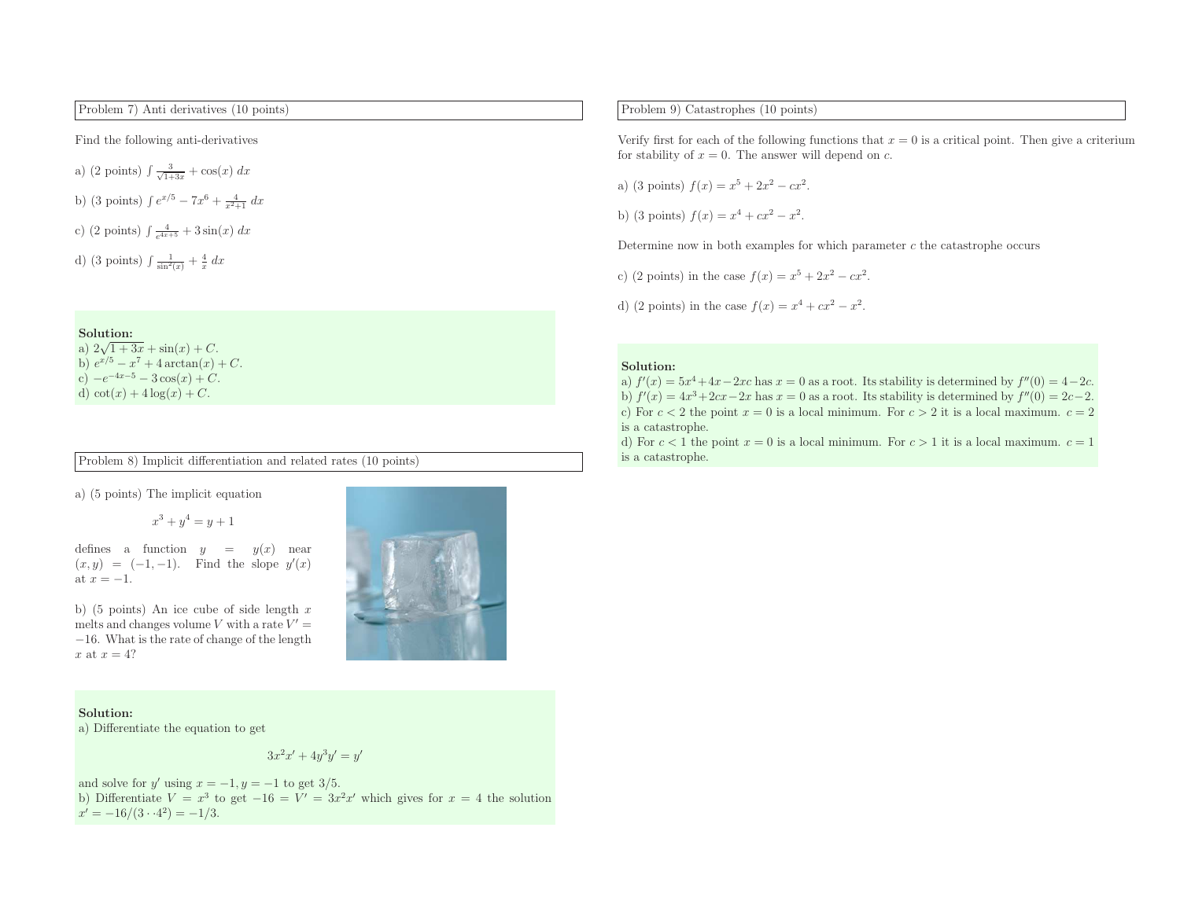## Problem 7) Anti derivatives (10 points)

Find the following anti-derivatives

a) (2 points) $\int \frac{3}{\sqrt{1+3x}} + \cos(x)\,dx$

b) (3 points) $\int e^{x/5} - 7x^6 + \frac{4}{x^2+1}\,dx$

c) (2 points) $\int \frac{4}{e^{4x+5}} + 3\sin(x)\,dx$

d) (3 points) $\int \frac{1}{\sin^2(x)} + \frac{4}{x}\,dx$

**Solution:**
a) $2\sqrt{1+3x} + \sin(x) + C$.
b) $e^{x/5} - x^7 + 4\arctan(x) + C$.
c) $-e^{-4x-5} - 3\cos(x) + C$.
d) $\cot(x) + 4\log(x) + C$.

## Problem 8) Implicit differentiation and related rates (10 points)

a) (5 points) The implicit equation

$$x^3 + y^4 = y + 1$$

defines a function $y = y(x)$ near $(x, y) = (-1, -1)$. Find the slope $y'(x)$ at $x = -1$.

b) (5 points) An ice cube of side length $x$ melts and changes volume $V$ with a rate $V' = -16$. What is the rate of change of the length $x$ at $x = 4$?

**Solution:**
a) Differentiate the equation to get

$$3x^2x' + 4y^3y' = y'$$

and solve for $y'$ using $x = -1, y = -1$ to get $3/5$.
b) Differentiate $V = x^3$ to get $-16 = V' = 3x^2x'$ which gives for $x = 4$ the solution $x' = -16/(3 \cdot 4^2) = -1/3$.

## Problem 9) Catastrophes (10 points)

Verify first for each of the following functions that $x = 0$ is a critical point. Then give a criterium for stability of $x = 0$. The answer will depend on $c$.

a) (3 points) $f(x) = x^5 + 2x^2 - cx^2$.

b) (3 points) $f(x) = x^4 + cx^2 - x^2$.

Determine now in both examples for which parameter $c$ the catastrophe occurs

c) (2 points) in the case $f(x) = x^5 + 2x^2 - cx^2$.

d) (2 points) in the case $f(x) = x^4 + cx^2 - x^2$.

**Solution:**
a) $f'(x) = 5x^4 + 4x - 2xc$ has $x = 0$ as a root. Its stability is determined by $f''(0) = 4 - 2c$.
b) $f'(x) = 4x^3 + 2cx - 2x$ has $x = 0$ as a root. Its stability is determined by $f''(0) = 2c - 2$.
c) For $c < 2$ the point $x = 0$ is a local minimum. For $c > 2$ it is a local maximum. $c = 2$ is a catastrophe.
d) For $c < 1$ the point $x = 0$ is a local minimum. For $c > 1$ it is a local maximum. $c = 1$ is a catastrophe.